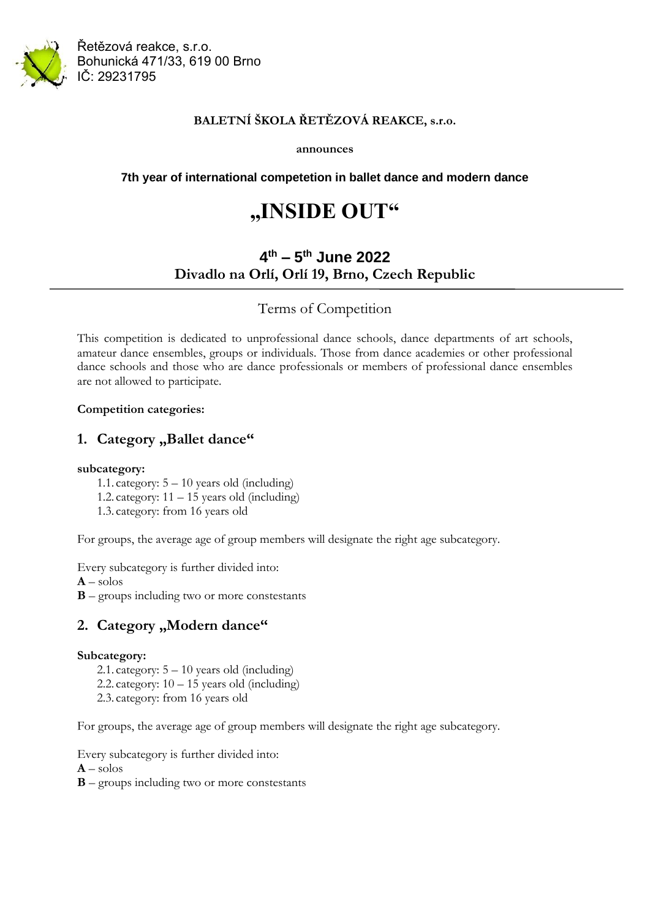Řetězová reakce, s.r.o.
Bohunická 471/33, 619 00 Brno
IČ: 29231795

**BALETNÍ ŠKOLA ŘETĚZOVÁ REAKCE, s.r.o.**

**announces**

**7th year of international competetion in ballet dance and modern dance**

# „INSIDE OUT“

## 4th – 5th June 2022

**Divadlo na Orlí, Orlí 19, Brno, Czech Republic**

---

Terms of Competition

This competition is dedicated to unprofessional dance schools, dance departments of art schools, amateur dance ensembles, groups or individuals. Those from dance academies or other professional dance schools and those who are dance professionals or members of professional dance ensembles are not allowed to participate.

**Competition categories:**

## 1. Category „Ballet dance“

**subcategory:**

1.1. category: 5 – 10 years old (including)
1.2. category: 11 – 15 years old (including)
1.3. category: from 16 years old

For groups, the average age of group members will designate the right age subcategory.

Every subcategory is further divided into:
**A** – solos
**B** – groups including two or more constestants

## 2. Category „Modern dance“

**Subcategory:**

2.1. category: 5 – 10 years old (including)
2.2. category: 10 – 15 years old (including)
2.3. category: from 16 years old

For groups, the average age of group members will designate the right age subcategory.

Every subcategory is further divided into:
**A** – solos
**B** – groups including two or more constestants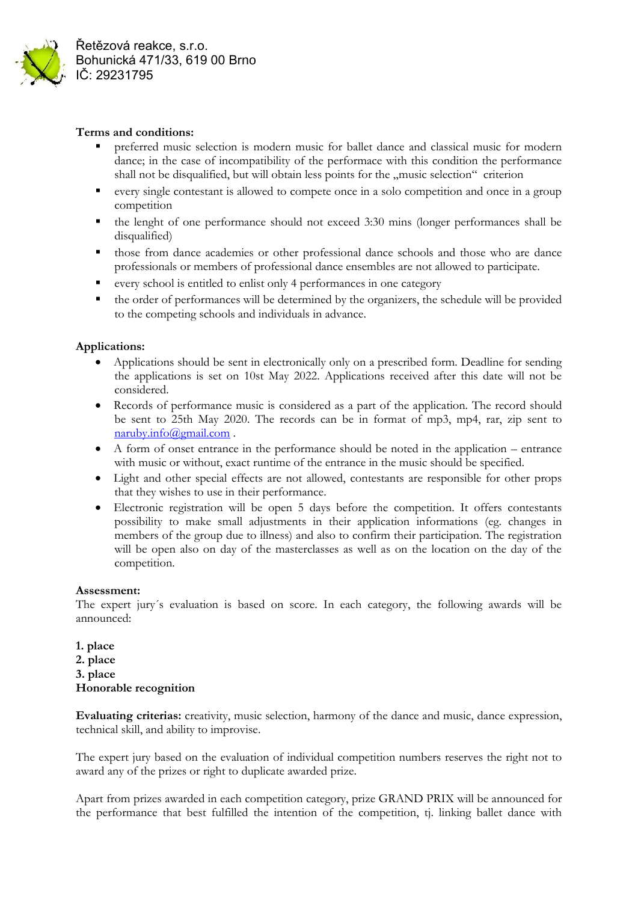Řetězová reakce, s.r.o.
Bohunická 471/33, 619 00 Brno
IČ: 29231795

**Terms and conditions:**

- preferred music selection is modern music for ballet dance and classical music for modern dance; in the case of incompatibility of the performace with this condition the performance shall not be disqualified, but will obtain less points for the „music selection“ criterion
- every single contestant is allowed to compete once in a solo competition and once in a group competition
- the lenght of one performance should not exceed 3:30 mins (longer performances shall be disqualified)
- those from dance academies or other professional dance schools and those who are dance professionals or members of professional dance ensembles are not allowed to participate.
- every school is entitled to enlist only 4 performances in one category
- the order of performances will be determined by the organizers, the schedule will be provided to the competing schools and individuals in advance.

**Applications:**

- Applications should be sent in electronically only on a prescribed form. Deadline for sending the applications is set on 10st May 2022. Applications received after this date will not be considered.
- Records of performance music is considered as a part of the application. The record should be sent to 25th May 2020. The records can be in format of mp3, mp4, rar, zip sent to naruby.info@gmail.com .
- A form of onset entrance in the performance should be noted in the application – entrance with music or without, exact runtime of the entrance in the music should be specified.
- Light and other special effects are not allowed, contestants are responsible for other props that they wishes to use in their performance.
- Electronic registration will be open 5 days before the competition. It offers contestants possibility to make small adjustments in their application informations (eg. changes in members of the group due to illness) and also to confirm their participation. The registration will be open also on day of the masterclasses as well as on the location on the day of the competition.

**Assessment:**
The expert jury´s evaluation is based on score. In each category, the following awards will be announced:

**1. place**
**2. place**
**3. place**
**Honorable recognition**

**Evaluating criterias:** creativity, music selection, harmony of the dance and music, dance expression, technical skill, and ability to improvise.

The expert jury based on the evaluation of individual competition numbers reserves the right not to award any of the prizes or right to duplicate awarded prize.

Apart from prizes awarded in each competition category, prize GRAND PRIX will be announced for the performance that best fulfilled the intention of the competition, tj. linking ballet dance with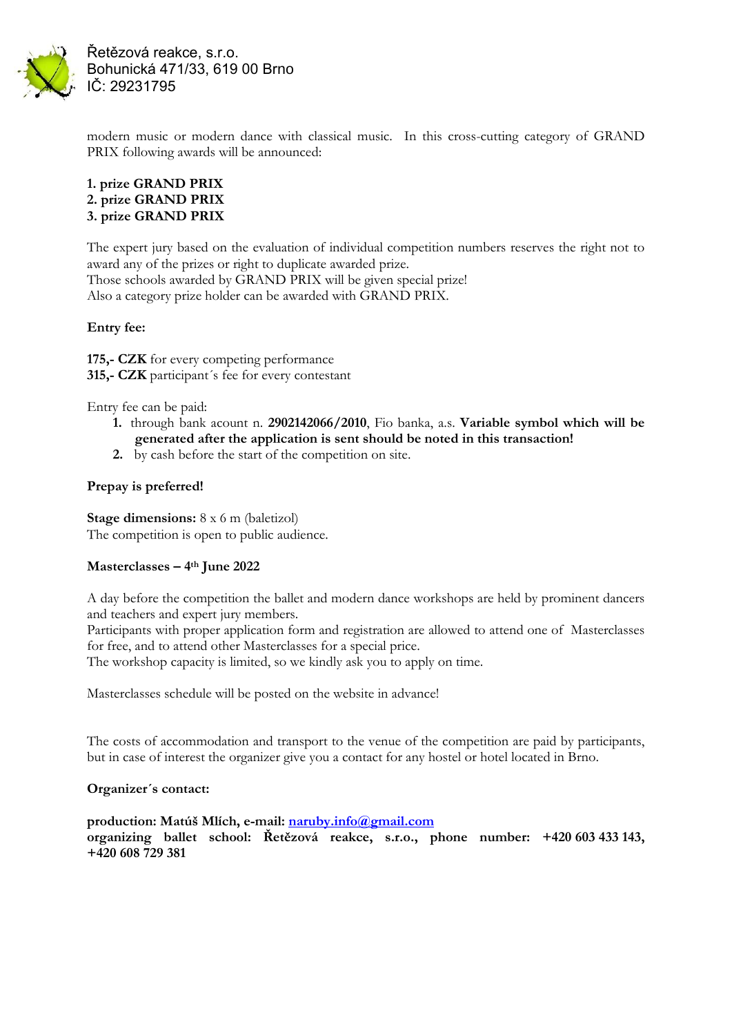modern music or modern dance with classical music. In this cross-cutting category of GRAND PRIX following awards will be announced:

**1. prize GRAND PRIX**
**2. prize GRAND PRIX**
**3. prize GRAND PRIX**

The expert jury based on the evaluation of individual competition numbers reserves the right not to award any of the prizes or right to duplicate awarded prize.
Those schools awarded by GRAND PRIX will be given special prize!
Also a category prize holder can be awarded with GRAND PRIX.

**Entry fee:**

**175,- CZK** for every competing performance
**315,- CZK** participant´s fee for every contestant

Entry fee can be paid:

1. through bank acount n. **2902142066/2010**, Fio banka, a.s. **Variable symbol which will be generated after the application is sent should be noted in this transaction!**
2. by cash before the start of the competition on site.

**Prepay is preferred!**

**Stage dimensions:** 8 x 6 m (baletizol)
The competition is open to public audience.

**Masterclasses – 4th June 2022**

A day before the competition the ballet and modern dance workshops are held by prominent dancers and teachers and expert jury members.
Participants with proper application form and registration are allowed to attend one of Masterclasses for free, and to attend other Masterclasses for a special price.
The workshop capacity is limited, so we kindly ask you to apply on time.

Masterclasses schedule will be posted on the website in advance!

The costs of accommodation and transport to the venue of the competition are paid by participants, but in case of interest the organizer give you a contact for any hostel or hotel located in Brno.

**Organizer´s contact:**

**production: Matúš Mlích, e-mail: naruby.info@gmail.com**
**organizing ballet school: Řetězová reakce, s.r.o., phone number: +420 603 433 143, +420 608 729 381**